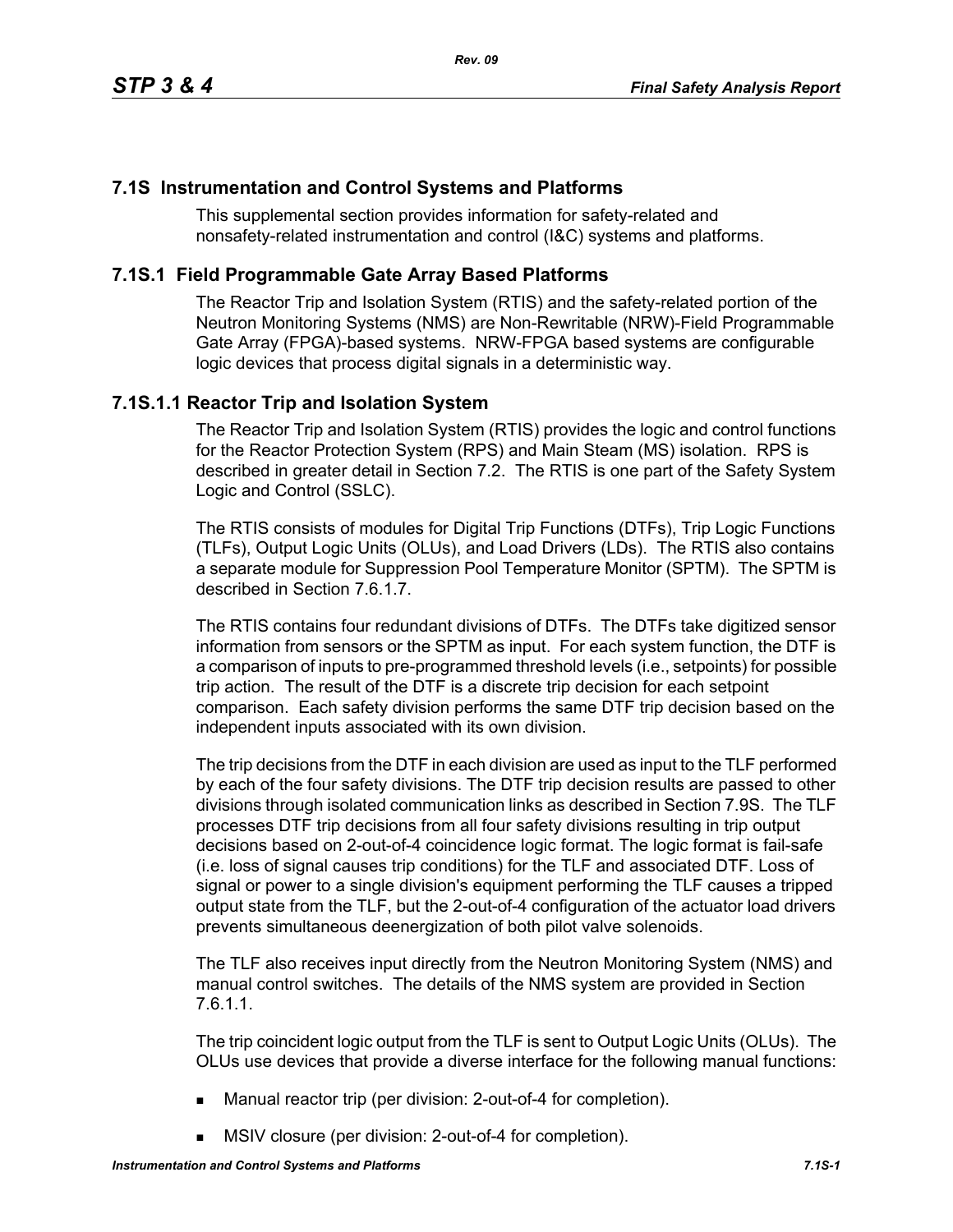## 7.1S Instrumentation and Control Systems and Platforms

This supplemental section provides information for safety-related and nonsafety-related instrumentation and control (I&C) systems and platforms.

## 7.1S.1 Field Programmable Gate Array Based Platforms

The Reactor Trip and Isolation System (RTIS) and the safety-related portion of the Neutron Monitoring Systems (NMS) are Non-Rewritable (NRW)-Field Programmable Gate Array (FPGA)-based systems. NRW-FPGA based systems are configurable logic devices that process digital signals in a deterministic way.

### 7.1S.1.1 Reactor Trip and Isolation System

The Reactor Trip and Isolation System (RTIS) provides the logic and control functions for the Reactor Protection System (RPS) and Main Steam (MS) isolation. RPS is described in greater detail in Section 7.2. The RTIS is one part of the Safety System Logic and Control (SSLC).

The RTIS consists of modules for Digital Trip Functions (DTFs), Trip Logic Functions (TLFs), Output Logic Units (OLUs), and Load Drivers (LDs). The RTIS also contains a separate module for Suppression Pool Temperature Monitor (SPTM). The SPTM is described in Section 7.6.1.7.

The RTIS contains four redundant divisions of DTFs. The DTFs take digitized sensor information from sensors or the SPTM as input. For each system function, the DTF is a comparison of inputs to pre-programmed threshold levels (i.e., setpoints) for possible trip action. The result of the DTF is a discrete trip decision for each setpoint comparison. Each safety division performs the same DTF trip decision based on the independent inputs associated with its own division.

The trip decisions from the DTF in each division are used as input to the TLF performed by each of the four safety divisions. The DTF trip decision results are passed to other divisions through isolated communication links as described in Section 7.9S. The TLF processes DTF trip decisions from all four safety divisions resulting in trip output decisions based on 2-out-of-4 coincidence logic format. The logic format is fail-safe (i.e. loss of signal causes trip conditions) for the TLF and associated DTF. Loss of signal or power to a single division's equipment performing the TLF causes a tripped output state from the TLF, but the 2-out-of-4 configuration of the actuator load drivers prevents simultaneous deenergization of both pilot valve solenoids.

The TLF also receives input directly from the Neutron Monitoring System (NMS) and manual control switches. The details of the NMS system are provided in Section 7.6.1.1.

The trip coincident logic output from the TLF is sent to Output Logic Units (OLUs). The OLUs use devices that provide a diverse interface for the following manual functions:

- Manual reactor trip (per division: 2-out-of-4 for completion).
- MSIV closure (per division: 2-out-of-4 for completion).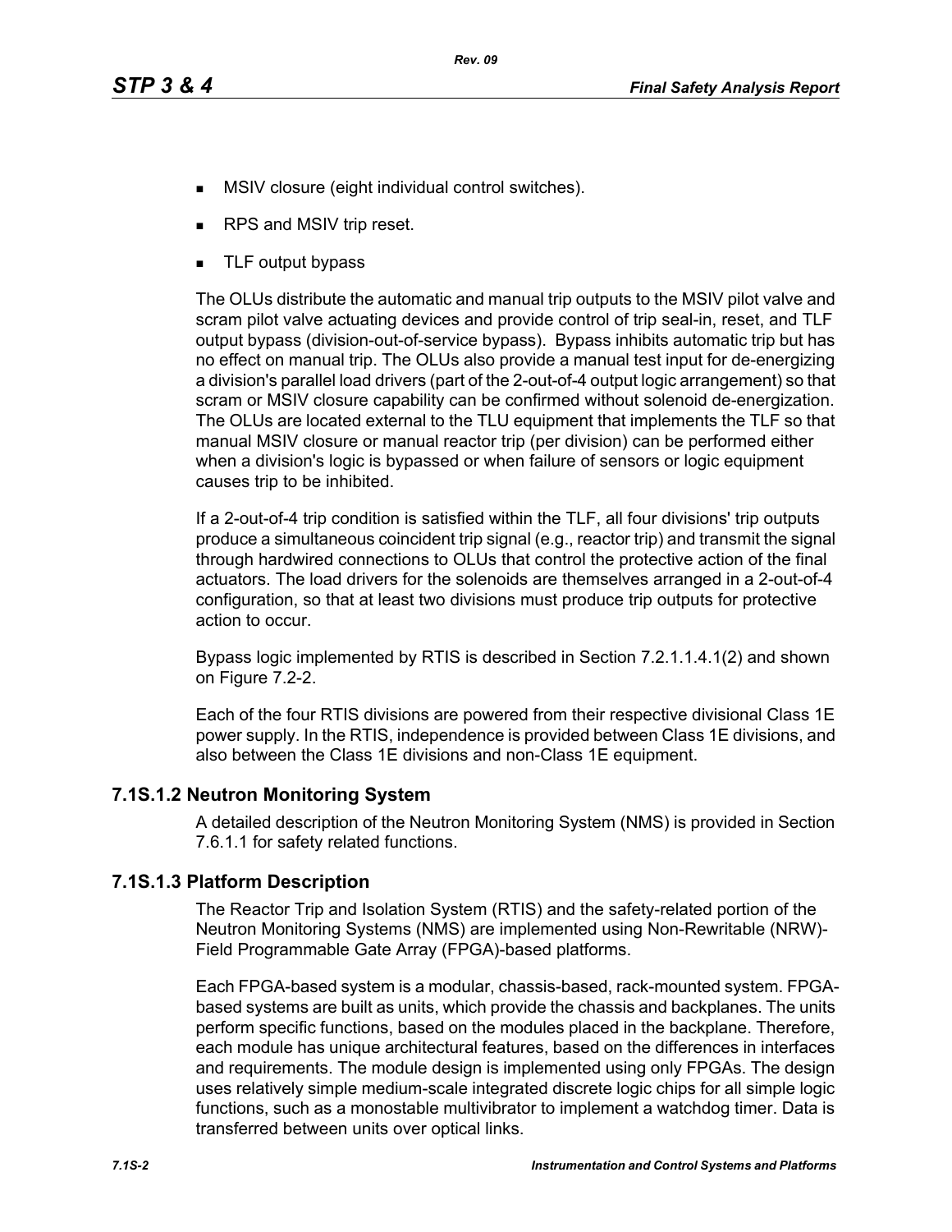- MSIV closure (eight individual control switches).
- RPS and MSIV trip reset.
- TLF output bypass

The OLUs distribute the automatic and manual trip outputs to the MSIV pilot valve and scram pilot valve actuating devices and provide control of trip seal-in, reset, and TLF output bypass (division-out-of-service bypass). Bypass inhibits automatic trip but has no effect on manual trip. The OLUs also provide a manual test input for de-energizing a division's parallel load drivers (part of the 2-out-of-4 output logic arrangement) so that scram or MSIV closure capability can be confirmed without solenoid de-energization. The OLUs are located external to the TLU equipment that implements the TLF so that manual MSIV closure or manual reactor trip (per division) can be performed either when a division's logic is bypassed or when failure of sensors or logic equipment causes trip to be inhibited.

If a 2-out-of-4 trip condition is satisfied within the TLF, all four divisions' trip outputs produce a simultaneous coincident trip signal (e.g., reactor trip) and transmit the signal through hardwired connections to OLUs that control the protective action of the final actuators. The load drivers for the solenoids are themselves arranged in a 2-out-of-4 configuration, so that at least two divisions must produce trip outputs for protective action to occur.

Bypass logic implemented by RTIS is described in Section 7.2.1.1.4.1(2) and shown on Figure 7.2-2.

Each of the four RTIS divisions are powered from their respective divisional Class 1E power supply. In the RTIS, independence is provided between Class 1E divisions, and also between the Class 1E divisions and non-Class 1E equipment.

## 7.1S.1.2 Neutron Monitoring System

A detailed description of the Neutron Monitoring System (NMS) is provided in Section 7.6.1.1 for safety related functions.

## 7.1S.1.3 Platform Description

The Reactor Trip and Isolation System (RTIS) and the safety-related portion of the Neutron Monitoring Systems (NMS) are implemented using Non-Rewritable (NRW)-Field Programmable Gate Array (FPGA)-based platforms.

Each FPGA-based system is a modular, chassis-based, rack-mounted system. FPGA-based systems are built as units, which provide the chassis and backplanes. The units perform specific functions, based on the modules placed in the backplane. Therefore, each module has unique architectural features, based on the differences in interfaces and requirements. The module design is implemented using only FPGAs. The design uses relatively simple medium-scale integrated discrete logic chips for all simple logic functions, such as a monostable multivibrator to implement a watchdog timer. Data is transferred between units over optical links.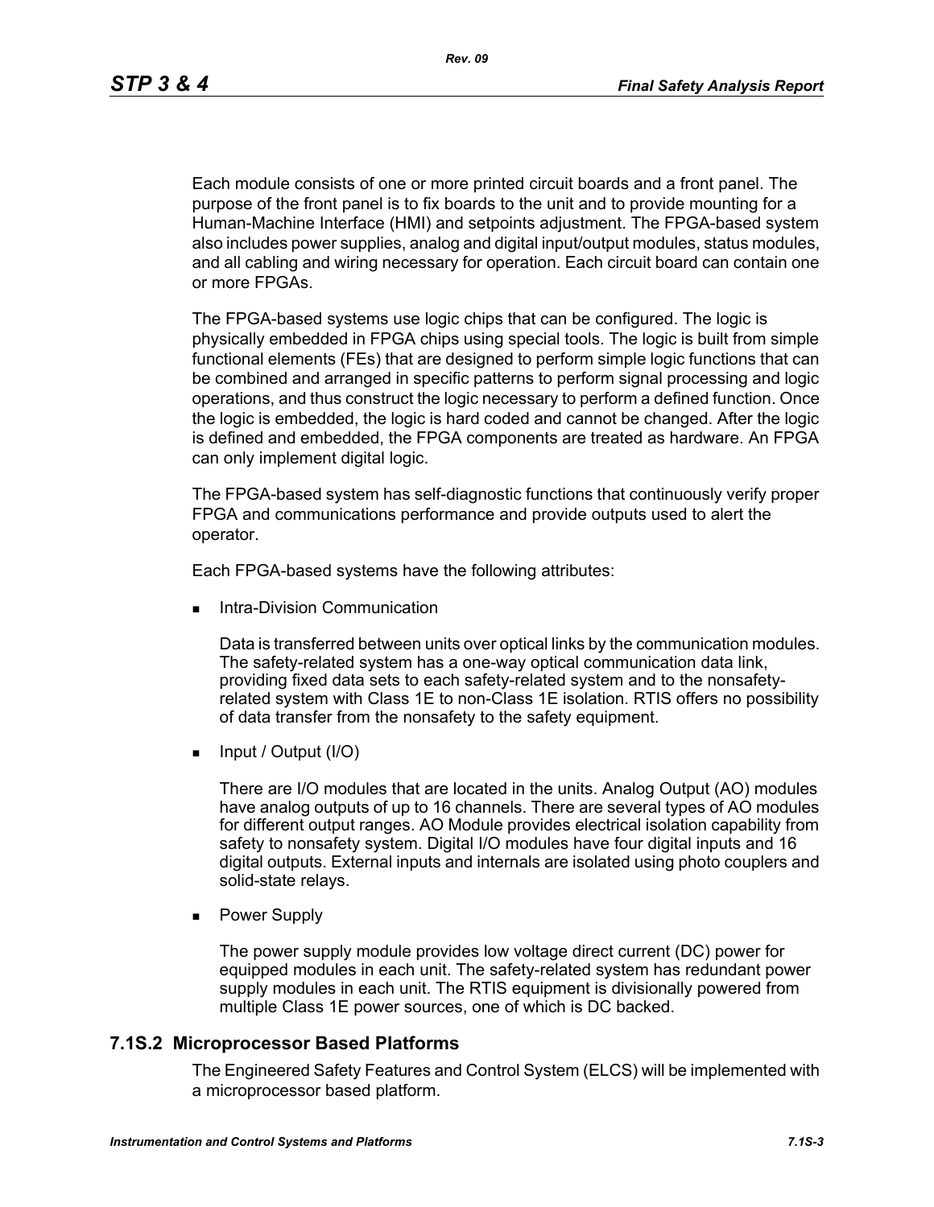Each module consists of one or more printed circuit boards and a front panel. The purpose of the front panel is to fix boards to the unit and to provide mounting for a Human-Machine Interface (HMI) and setpoints adjustment. The FPGA-based system also includes power supplies, analog and digital input/output modules, status modules, and all cabling and wiring necessary for operation. Each circuit board can contain one or more FPGAs.

The FPGA-based systems use logic chips that can be configured. The logic is physically embedded in FPGA chips using special tools. The logic is built from simple functional elements (FEs) that are designed to perform simple logic functions that can be combined and arranged in specific patterns to perform signal processing and logic operations, and thus construct the logic necessary to perform a defined function. Once the logic is embedded, the logic is hard coded and cannot be changed. After the logic is defined and embedded, the FPGA components are treated as hardware. An FPGA can only implement digital logic.

The FPGA-based system has self-diagnostic functions that continuously verify proper FPGA and communications performance and provide outputs used to alert the operator.

Each FPGA-based systems have the following attributes:

- Intra-Division Communication

  Data is transferred between units over optical links by the communication modules. The safety-related system has a one-way optical communication data link, providing fixed data sets to each safety-related system and to the nonsafety-related system with Class 1E to non-Class 1E isolation. RTIS offers no possibility of data transfer from the nonsafety to the safety equipment.

- Input / Output (I/O)

  There are I/O modules that are located in the units. Analog Output (AO) modules have analog outputs of up to 16 channels. There are several types of AO modules for different output ranges. AO Module provides electrical isolation capability from safety to nonsafety system. Digital I/O modules have four digital inputs and 16 digital outputs. External inputs and internals are isolated using photo couplers and solid-state relays.

- Power Supply

  The power supply module provides low voltage direct current (DC) power for equipped modules in each unit. The safety-related system has redundant power supply modules in each unit. The RTIS equipment is divisionally powered from multiple Class 1E power sources, one of which is DC backed.

## 7.1S.2 Microprocessor Based Platforms

The Engineered Safety Features and Control System (ELCS) will be implemented with a microprocessor based platform.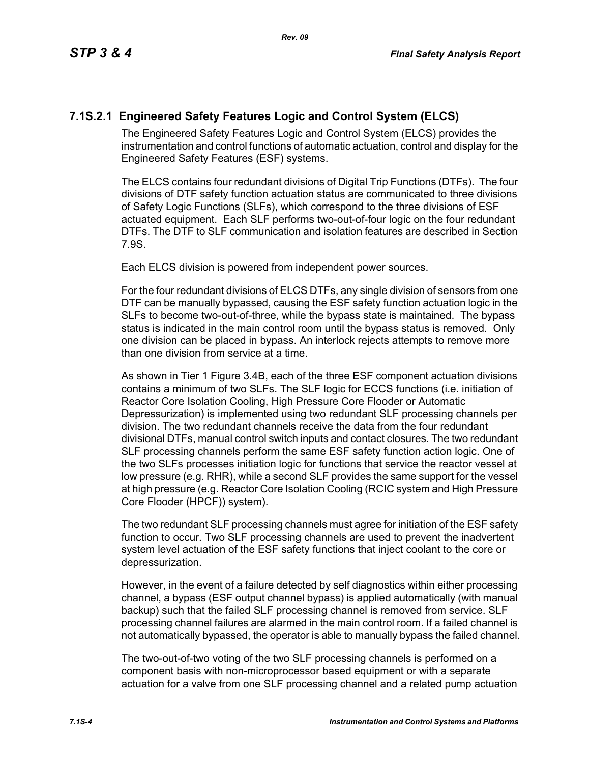### 7.1S.2.1 Engineered Safety Features Logic and Control System (ELCS)

The Engineered Safety Features Logic and Control System (ELCS) provides the instrumentation and control functions of automatic actuation, control and display for the Engineered Safety Features (ESF) systems.

The ELCS contains four redundant divisions of Digital Trip Functions (DTFs). The four divisions of DTF safety function actuation status are communicated to three divisions of Safety Logic Functions (SLFs), which correspond to the three divisions of ESF actuated equipment. Each SLF performs two-out-of-four logic on the four redundant DTFs. The DTF to SLF communication and isolation features are described in Section 7.9S.

Each ELCS division is powered from independent power sources.

For the four redundant divisions of ELCS DTFs, any single division of sensors from one DTF can be manually bypassed, causing the ESF safety function actuation logic in the SLFs to become two-out-of-three, while the bypass state is maintained. The bypass status is indicated in the main control room until the bypass status is removed. Only one division can be placed in bypass. An interlock rejects attempts to remove more than one division from service at a time.

As shown in Tier 1 Figure 3.4B, each of the three ESF component actuation divisions contains a minimum of two SLFs. The SLF logic for ECCS functions (i.e. initiation of Reactor Core Isolation Cooling, High Pressure Core Flooder or Automatic Depressurization) is implemented using two redundant SLF processing channels per division. The two redundant channels receive the data from the four redundant divisional DTFs, manual control switch inputs and contact closures. The two redundant SLF processing channels perform the same ESF safety function action logic. One of the two SLFs processes initiation logic for functions that service the reactor vessel at low pressure (e.g. RHR), while a second SLF provides the same support for the vessel at high pressure (e.g. Reactor Core Isolation Cooling (RCIC system and High Pressure Core Flooder (HPCF)) system).

The two redundant SLF processing channels must agree for initiation of the ESF safety function to occur. Two SLF processing channels are used to prevent the inadvertent system level actuation of the ESF safety functions that inject coolant to the core or depressurization.

However, in the event of a failure detected by self diagnostics within either processing channel, a bypass (ESF output channel bypass) is applied automatically (with manual backup) such that the failed SLF processing channel is removed from service. SLF processing channel failures are alarmed in the main control room. If a failed channel is not automatically bypassed, the operator is able to manually bypass the failed channel.

The two-out-of-two voting of the two SLF processing channels is performed on a component basis with non-microprocessor based equipment or with a separate actuation for a valve from one SLF processing channel and a related pump actuation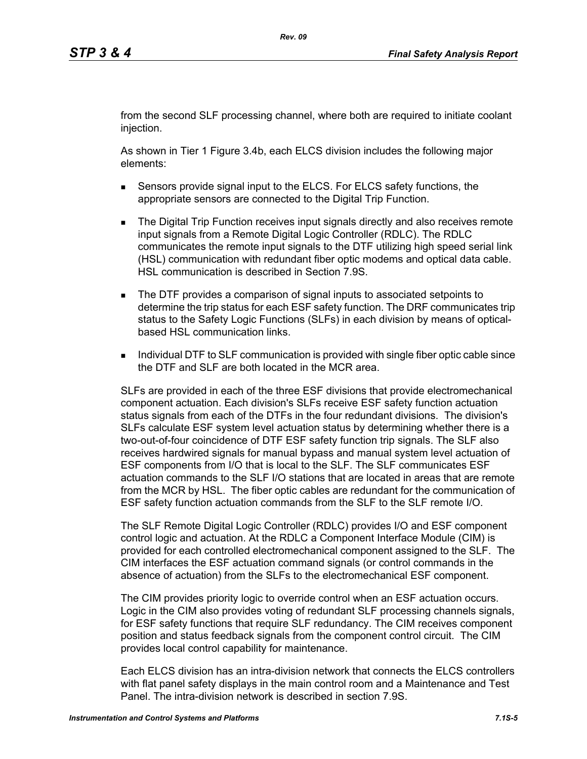from the second SLF processing channel, where both are required to initiate coolant injection.

As shown in Tier 1 Figure 3.4b, each ELCS division includes the following major elements:

- Sensors provide signal input to the ELCS. For ELCS safety functions, the appropriate sensors are connected to the Digital Trip Function.
- The Digital Trip Function receives input signals directly and also receives remote input signals from a Remote Digital Logic Controller (RDLC). The RDLC communicates the remote input signals to the DTF utilizing high speed serial link (HSL) communication with redundant fiber optic modems and optical data cable. HSL communication is described in Section 7.9S.
- The DTF provides a comparison of signal inputs to associated setpoints to determine the trip status for each ESF safety function. The DRF communicates trip status to the Safety Logic Functions (SLFs) in each division by means of optical-based HSL communication links.
- Individual DTF to SLF communication is provided with single fiber optic cable since the DTF and SLF are both located in the MCR area.

SLFs are provided in each of the three ESF divisions that provide electromechanical component actuation. Each division's SLFs receive ESF safety function actuation status signals from each of the DTFs in the four redundant divisions. The division's SLFs calculate ESF system level actuation status by determining whether there is a two-out-of-four coincidence of DTF ESF safety function trip signals. The SLF also receives hardwired signals for manual bypass and manual system level actuation of ESF components from I/O that is local to the SLF. The SLF communicates ESF actuation commands to the SLF I/O stations that are located in areas that are remote from the MCR by HSL. The fiber optic cables are redundant for the communication of ESF safety function actuation commands from the SLF to the SLF remote I/O.

The SLF Remote Digital Logic Controller (RDLC) provides I/O and ESF component control logic and actuation. At the RDLC a Component Interface Module (CIM) is provided for each controlled electromechanical component assigned to the SLF. The CIM interfaces the ESF actuation command signals (or control commands in the absence of actuation) from the SLFs to the electromechanical ESF component.

The CIM provides priority logic to override control when an ESF actuation occurs. Logic in the CIM also provides voting of redundant SLF processing channels signals, for ESF safety functions that require SLF redundancy. The CIM receives component position and status feedback signals from the component control circuit. The CIM provides local control capability for maintenance.

Each ELCS division has an intra-division network that connects the ELCS controllers with flat panel safety displays in the main control room and a Maintenance and Test Panel. The intra-division network is described in section 7.9S.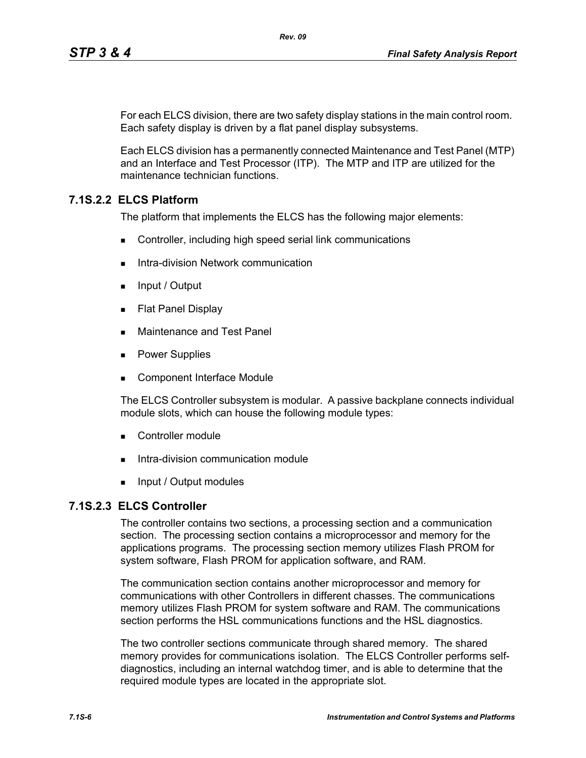For each ELCS division, there are two safety display stations in the main control room. Each safety display is driven by a flat panel display subsystems.

Each ELCS division has a permanently connected Maintenance and Test Panel (MTP) and an Interface and Test Processor (ITP). The MTP and ITP are utilized for the maintenance technician functions.

### 7.1S.2.2 ELCS Platform

The platform that implements the ELCS has the following major elements:

- Controller, including high speed serial link communications
- Intra-division Network communication
- Input / Output
- Flat Panel Display
- Maintenance and Test Panel
- Power Supplies
- Component Interface Module

The ELCS Controller subsystem is modular. A passive backplane connects individual module slots, which can house the following module types:

- Controller module
- Intra-division communication module
- Input / Output modules

### 7.1S.2.3 ELCS Controller

The controller contains two sections, a processing section and a communication section. The processing section contains a microprocessor and memory for the applications programs. The processing section memory utilizes Flash PROM for system software, Flash PROM for application software, and RAM.

The communication section contains another microprocessor and memory for communications with other Controllers in different chasses. The communications memory utilizes Flash PROM for system software and RAM. The communications section performs the HSL communications functions and the HSL diagnostics.

The two controller sections communicate through shared memory. The shared memory provides for communications isolation. The ELCS Controller performs self-diagnostics, including an internal watchdog timer, and is able to determine that the required module types are located in the appropriate slot.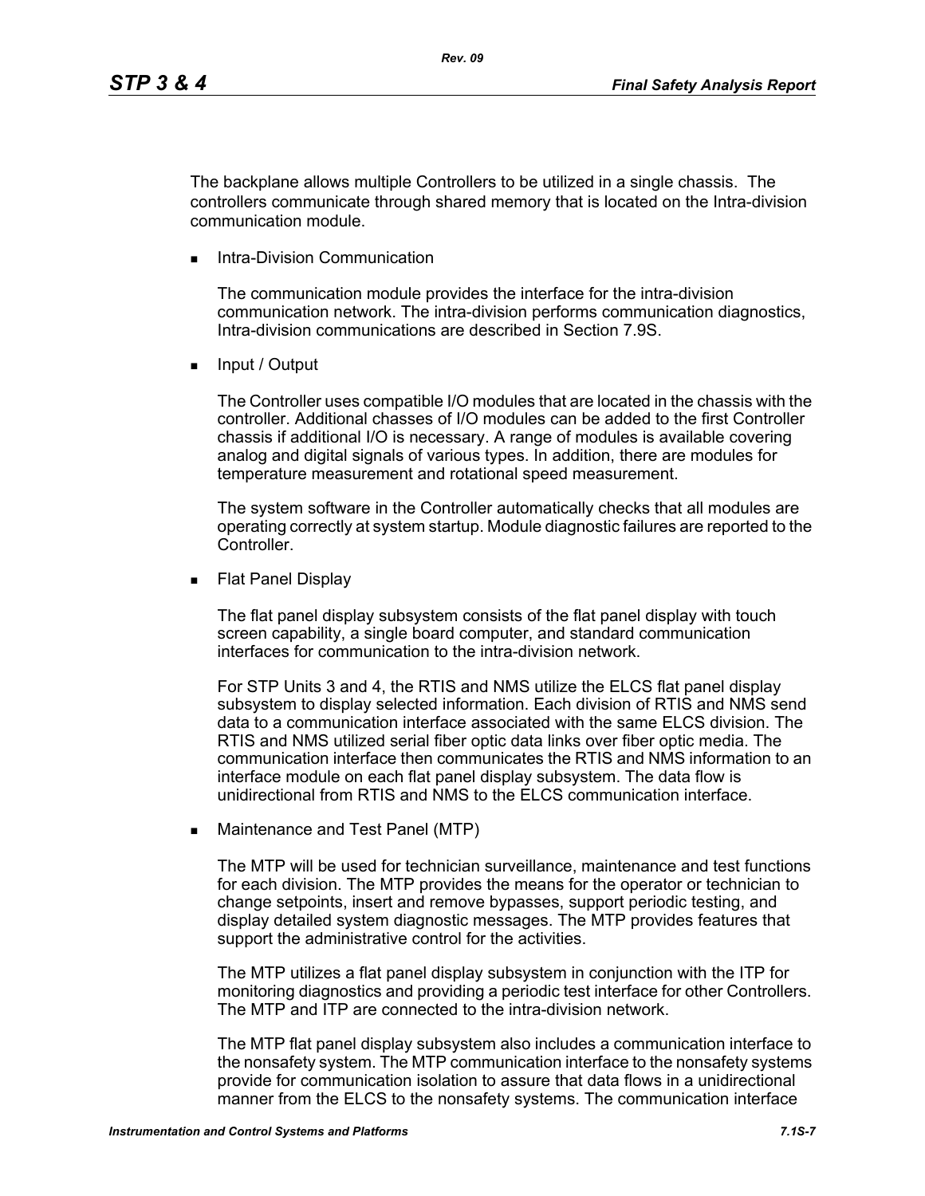The backplane allows multiple Controllers to be utilized in a single chassis. The controllers communicate through shared memory that is located on the Intra-division communication module.

- Intra-Division Communication

  The communication module provides the interface for the intra-division communication network. The intra-division performs communication diagnostics, Intra-division communications are described in Section 7.9S.

- Input / Output

  The Controller uses compatible I/O modules that are located in the chassis with the controller. Additional chasses of I/O modules can be added to the first Controller chassis if additional I/O is necessary. A range of modules is available covering analog and digital signals of various types. In addition, there are modules for temperature measurement and rotational speed measurement.

  The system software in the Controller automatically checks that all modules are operating correctly at system startup. Module diagnostic failures are reported to the Controller.

- Flat Panel Display

  The flat panel display subsystem consists of the flat panel display with touch screen capability, a single board computer, and standard communication interfaces for communication to the intra-division network.

  For STP Units 3 and 4, the RTIS and NMS utilize the ELCS flat panel display subsystem to display selected information. Each division of RTIS and NMS send data to a communication interface associated with the same ELCS division. The RTIS and NMS utilized serial fiber optic data links over fiber optic media. The communication interface then communicates the RTIS and NMS information to an interface module on each flat panel display subsystem. The data flow is unidirectional from RTIS and NMS to the ELCS communication interface.

- Maintenance and Test Panel (MTP)

  The MTP will be used for technician surveillance, maintenance and test functions for each division. The MTP provides the means for the operator or technician to change setpoints, insert and remove bypasses, support periodic testing, and display detailed system diagnostic messages. The MTP provides features that support the administrative control for the activities.

  The MTP utilizes a flat panel display subsystem in conjunction with the ITP for monitoring diagnostics and providing a periodic test interface for other Controllers. The MTP and ITP are connected to the intra-division network.

  The MTP flat panel display subsystem also includes a communication interface to the nonsafety system. The MTP communication interface to the nonsafety systems provide for communication isolation to assure that data flows in a unidirectional manner from the ELCS to the nonsafety systems. The communication interface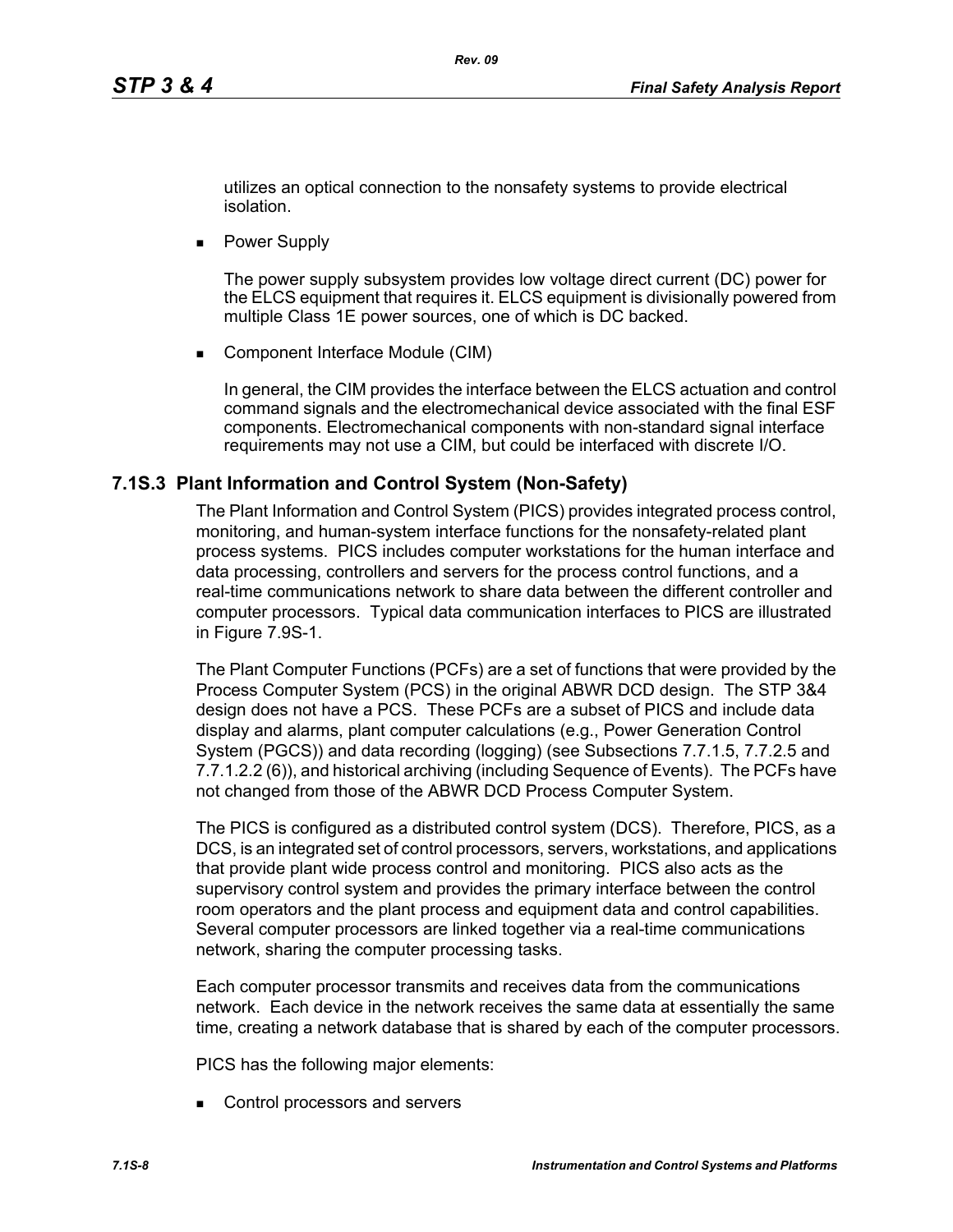utilizes an optical connection to the nonsafety systems to provide electrical isolation.

- Power Supply

  The power supply subsystem provides low voltage direct current (DC) power for the ELCS equipment that requires it. ELCS equipment is divisionally powered from multiple Class 1E power sources, one of which is DC backed.

- Component Interface Module (CIM)

  In general, the CIM provides the interface between the ELCS actuation and control command signals and the electromechanical device associated with the final ESF components. Electromechanical components with non-standard signal interface requirements may not use a CIM, but could be interfaced with discrete I/O.

### 7.1S.3 Plant Information and Control System (Non-Safety)

The Plant Information and Control System (PICS) provides integrated process control, monitoring, and human-system interface functions for the nonsafety-related plant process systems. PICS includes computer workstations for the human interface and data processing, controllers and servers for the process control functions, and a real-time communications network to share data between the different controller and computer processors. Typical data communication interfaces to PICS are illustrated in Figure 7.9S-1.

The Plant Computer Functions (PCFs) are a set of functions that were provided by the Process Computer System (PCS) in the original ABWR DCD design. The STP 3&4 design does not have a PCS. These PCFs are a subset of PICS and include data display and alarms, plant computer calculations (e.g., Power Generation Control System (PGCS)) and data recording (logging) (see Subsections 7.7.1.5, 7.7.2.5 and 7.7.1.2.2 (6)), and historical archiving (including Sequence of Events). The PCFs have not changed from those of the ABWR DCD Process Computer System.

The PICS is configured as a distributed control system (DCS). Therefore, PICS, as a DCS, is an integrated set of control processors, servers, workstations, and applications that provide plant wide process control and monitoring. PICS also acts as the supervisory control system and provides the primary interface between the control room operators and the plant process and equipment data and control capabilities. Several computer processors are linked together via a real-time communications network, sharing the computer processing tasks.

Each computer processor transmits and receives data from the communications network. Each device in the network receives the same data at essentially the same time, creating a network database that is shared by each of the computer processors.

PICS has the following major elements:

- Control processors and servers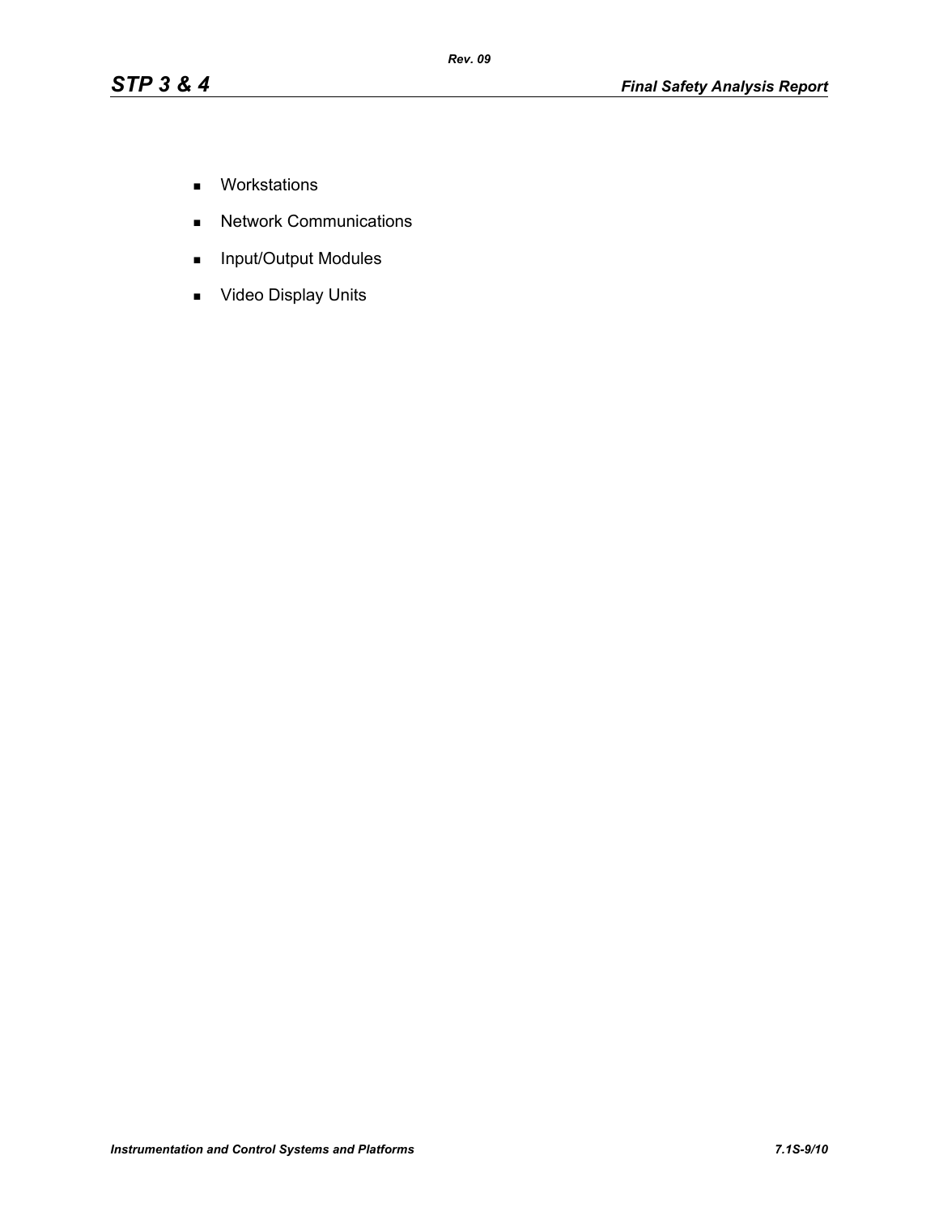- Workstations
- Network Communications
- Input/Output Modules
- Video Display Units